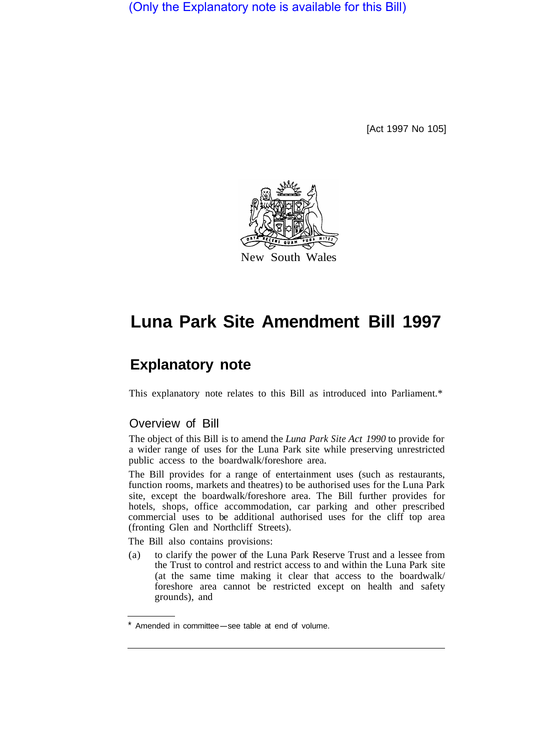(Only the Explanatory note is available for this Bill)

[Act 1997 No 105]

New South Wales

# Luna Park Site Amendment Bill 1997

## Explanatory note

This explanatory note relates to this Bill as introduced into Parliament.*

### Overview of Bill

The object of this Bill is to amend the *Luna Park Site Act 1990* to provide for a wider range of uses for the Luna Park site while preserving unrestricted public access to the boardwalk/foreshore area.

The Bill provides for a range of entertainment uses (such as restaurants, function rooms, markets and theatres) to be authorised uses for the Luna Park site, except the boardwalk/foreshore area. The Bill further provides for hotels, shops, office accommodation, car parking and other prescribed commercial uses to be additional authorised uses for the cliff top area (fronting Glen and Northcliff Streets).

The Bill also contains provisions:

(a) to clarify the power of the Luna Park Reserve Trust and a lessee from the Trust to control and restrict access to and within the Luna Park site (at the same time making it clear that access to the boardwalk/ foreshore area cannot be restricted except on health and safety grounds), and

* Amended in committee—see table at end of volume.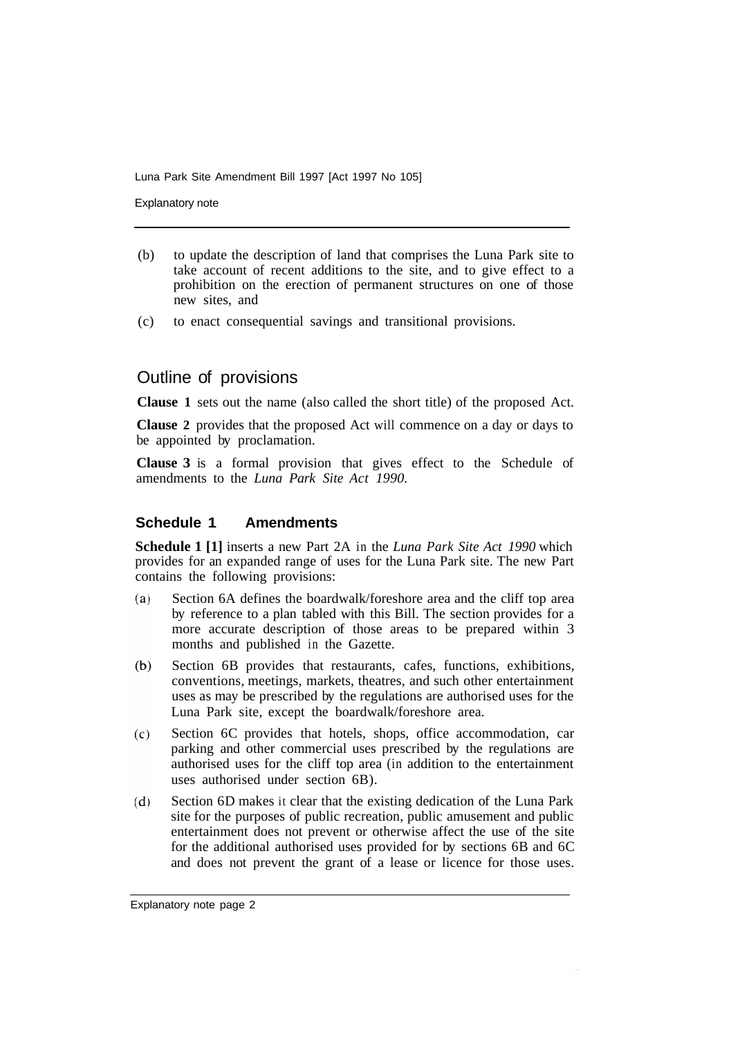(b) to update the description of land that comprises the Luna Park site to take account of recent additions to the site, and to give effect to a prohibition on the erection of permanent structures on one of those new sites, and

(c) to enact consequential savings and transitional provisions.

## Outline of provisions

**Clause 1** sets out the name (also called the short title) of the proposed Act.

**Clause 2** provides that the proposed Act will commence on a day or days to be appointed by proclamation.

**Clause 3** is a formal provision that gives effect to the Schedule of amendments to the *Luna Park Site Act 1990*.

### Schedule 1 Amendments

**Schedule 1 [1]** inserts a new Part 2A in the *Luna Park Site Act 1990* which provides for an expanded range of uses for the Luna Park site. The new Part contains the following provisions:

(a) Section 6A defines the boardwalk/foreshore area and the cliff top area by reference to a plan tabled with this Bill. The section provides for a more accurate description of those areas to be prepared within 3 months and published in the Gazette.

(b) Section 6B provides that restaurants, cafes, functions, exhibitions, conventions, meetings, markets, theatres, and such other entertainment uses as may be prescribed by the regulations are authorised uses for the Luna Park site, except the boardwalk/foreshore area.

(c) Section 6C provides that hotels, shops, office accommodation, car parking and other commercial uses prescribed by the regulations are authorised uses for the cliff top area (in addition to the entertainment uses authorised under section 6B).

(d) Section 6D makes it clear that the existing dedication of the Luna Park site for the purposes of public recreation, public amusement and public entertainment does not prevent or otherwise affect the use of the site for the additional authorised uses provided for by sections 6B and 6C and does not prevent the grant of a lease or licence for those uses.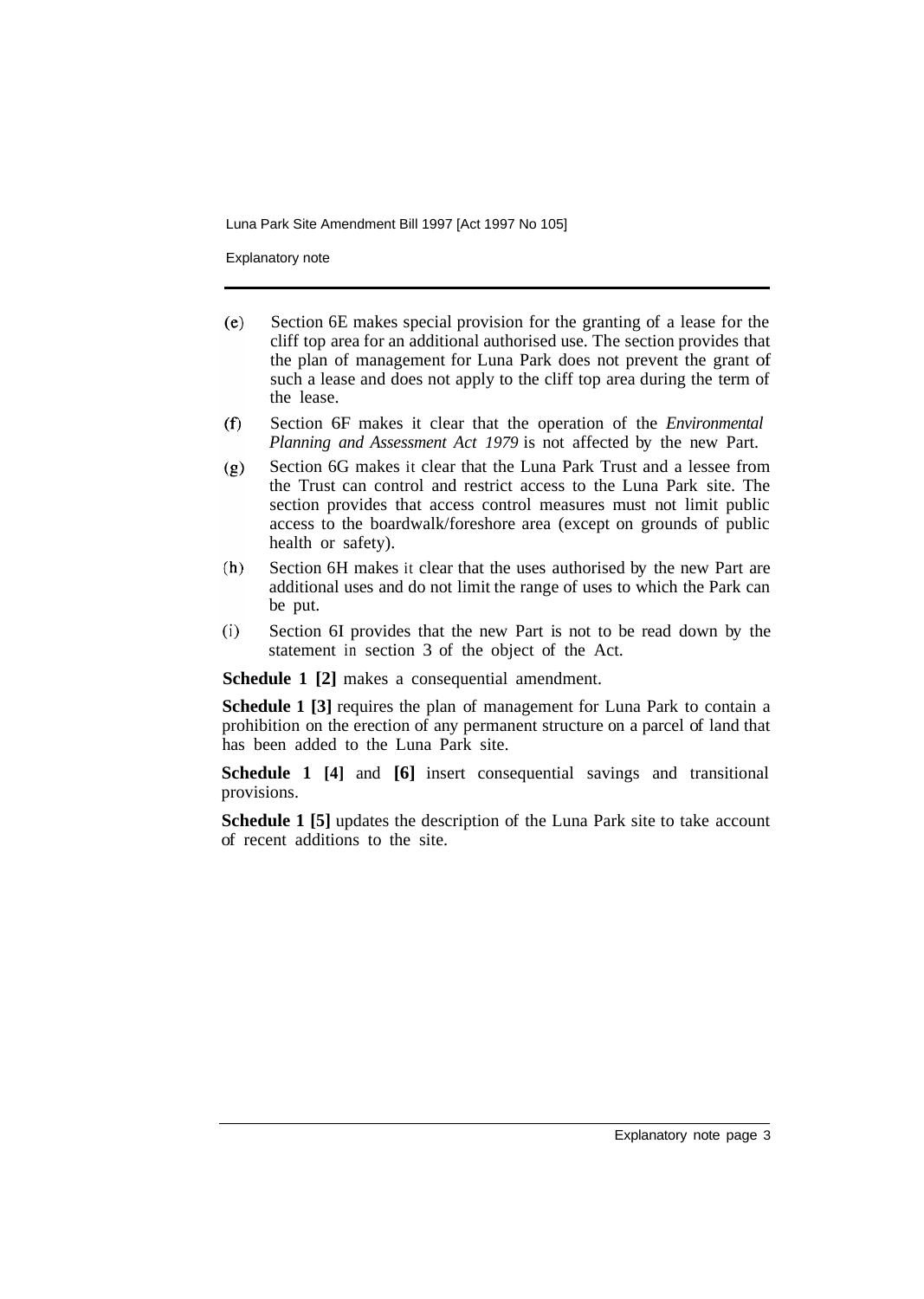(e) Section 6E makes special provision for the granting of a lease for the cliff top area for an additional authorised use. The section provides that the plan of management for Luna Park does not prevent the grant of such a lease and does not apply to the cliff top area during the term of the lease.

(f) Section 6F makes it clear that the operation of the *Environmental Planning and Assessment Act 1979* is not affected by the new Part.

(g) Section 6G makes it clear that the Luna Park Trust and a lessee from the Trust can control and restrict access to the Luna Park site. The section provides that access control measures must not limit public access to the boardwalk/foreshore area (except on grounds of public health or safety).

(h) Section 6H makes it clear that the uses authorised by the new Part are additional uses and do not limit the range of uses to which the Park can be put.

(i) Section 6I provides that the new Part is not to be read down by the statement in section 3 of the object of the Act.

**Schedule 1 [2]** makes a consequential amendment.

**Schedule 1 [3]** requires the plan of management for Luna Park to contain a prohibition on the erection of any permanent structure on a parcel of land that has been added to the Luna Park site.

**Schedule 1 [4]** and **[6]** insert consequential savings and transitional provisions.

**Schedule 1 [5]** updates the description of the Luna Park site to take account of recent additions to the site.